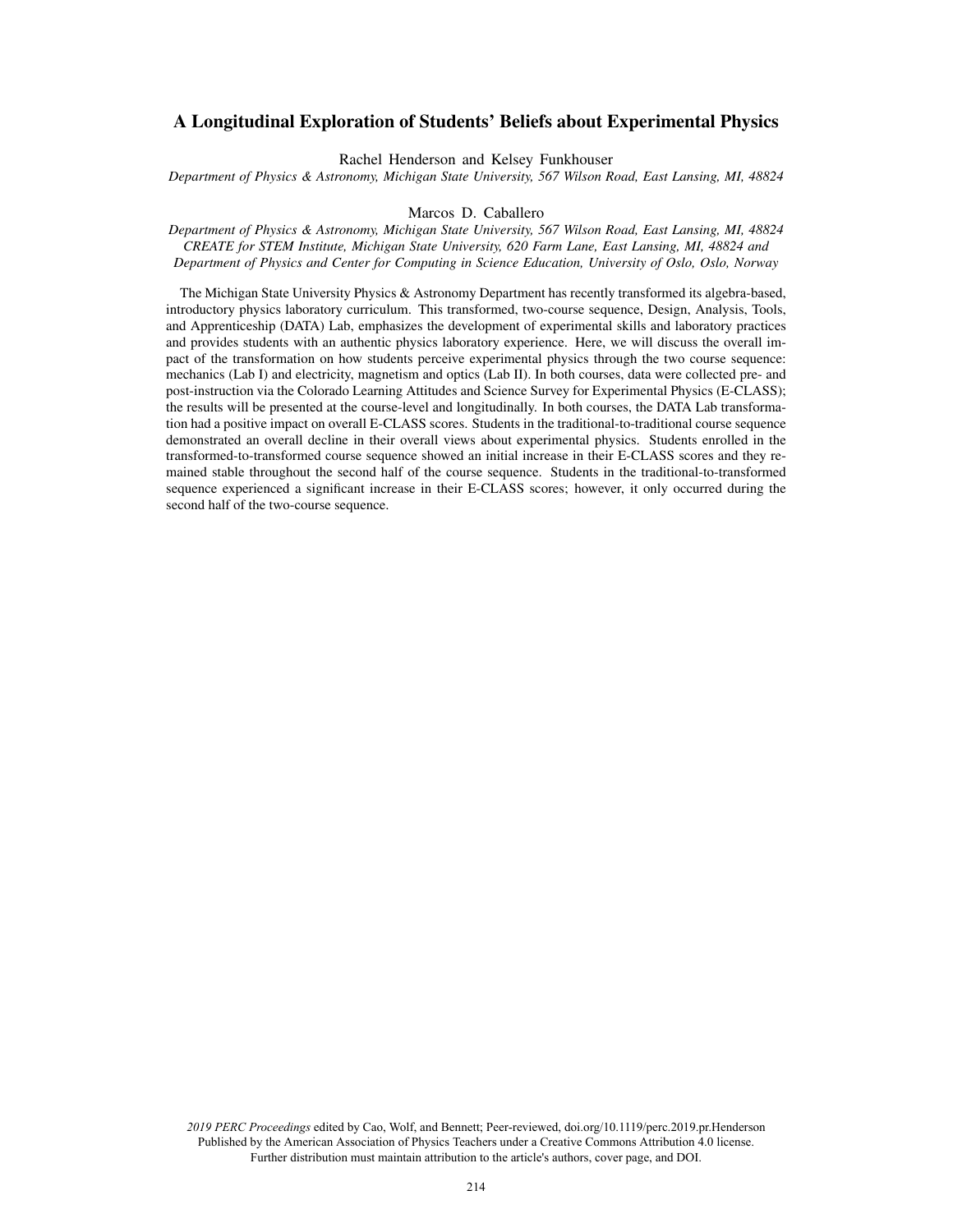# A Longitudinal Exploration of Students' Beliefs about Experimental Physics

Rachel Henderson and Kelsey Funkhouser

*Department of Physics & Astronomy, Michigan State University, 567 Wilson Road, East Lansing, MI, 48824*

Marcos D. Caballero

*Department of Physics & Astronomy, Michigan State University, 567 Wilson Road, East Lansing, MI, 48824*
*CREATE for STEM Institute, Michigan State University, 620 Farm Lane, East Lansing, MI, 48824 and*
*Department of Physics and Center for Computing in Science Education, University of Oslo, Oslo, Norway*

The Michigan State University Physics & Astronomy Department has recently transformed its algebra-based, introductory physics laboratory curriculum. This transformed, two-course sequence, Design, Analysis, Tools, and Apprenticeship (DATA) Lab, emphasizes the development of experimental skills and laboratory practices and provides students with an authentic physics laboratory experience. Here, we will discuss the overall impact of the transformation on how students perceive experimental physics through the two course sequence: mechanics (Lab I) and electricity, magnetism and optics (Lab II). In both courses, data were collected pre- and post-instruction via the Colorado Learning Attitudes and Science Survey for Experimental Physics (E-CLASS); the results will be presented at the course-level and longitudinally. In both courses, the DATA Lab transformation had a positive impact on overall E-CLASS scores. Students in the traditional-to-traditional course sequence demonstrated an overall decline in their overall views about experimental physics. Students enrolled in the transformed-to-transformed course sequence showed an initial increase in their E-CLASS scores and they remained stable throughout the second half of the course sequence. Students in the traditional-to-transformed sequence experienced a significant increase in their E-CLASS scores; however, it only occurred during the second half of the two-course sequence.

*2019 PERC Proceedings* edited by Cao, Wolf, and Bennett; Peer-reviewed, doi.org/10.1119/perc.2019.pr.Henderson
Published by the American Association of Physics Teachers under a Creative Commons Attribution 4.0 license.
Further distribution must maintain attribution to the article's authors, cover page, and DOI.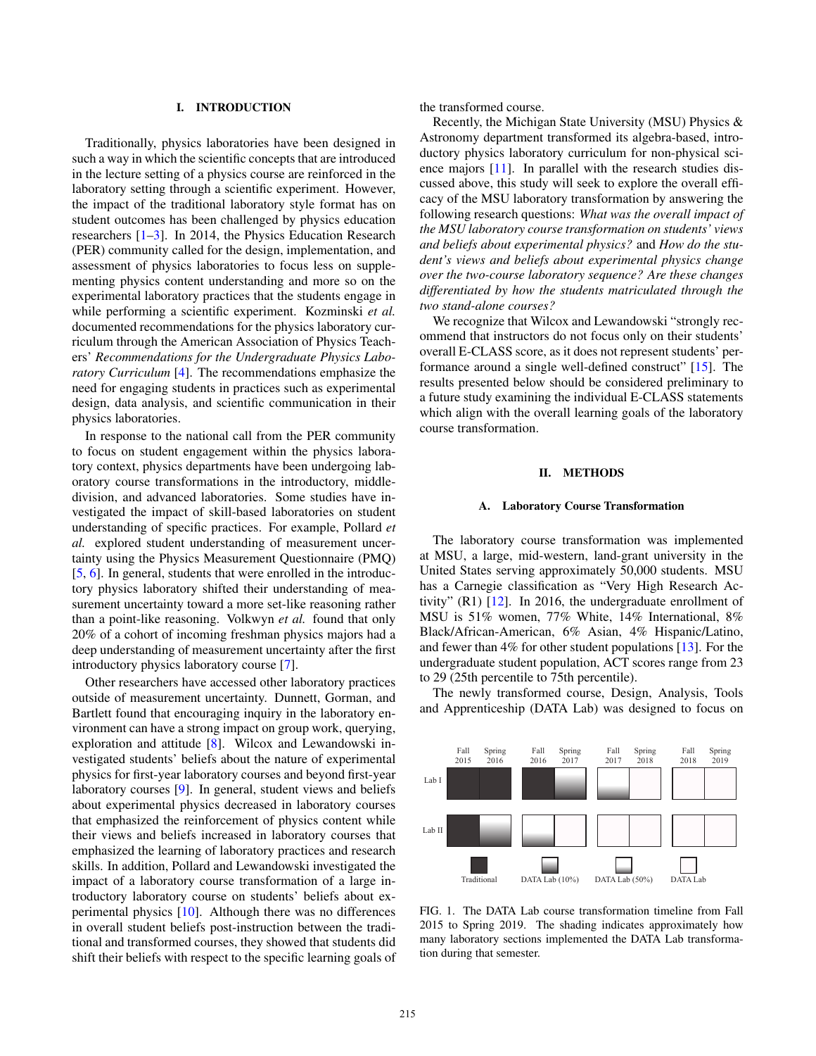## I. INTRODUCTION

Traditionally, physics laboratories have been designed in such a way in which the scientific concepts that are introduced in the lecture setting of a physics course are reinforced in the laboratory setting through a scientific experiment. However, the impact of the traditional laboratory style format has on student outcomes has been challenged by physics education researchers [1–3]. In 2014, the Physics Education Research (PER) community called for the design, implementation, and assessment of physics laboratories to focus less on supplementing physics content understanding and more so on the experimental laboratory practices that the students engage in while performing a scientific experiment. Kozminski *et al.* documented recommendations for the physics laboratory curriculum through the American Association of Physics Teachers' *Recommendations for the Undergraduate Physics Laboratory Curriculum* [4]. The recommendations emphasize the need for engaging students in practices such as experimental design, data analysis, and scientific communication in their physics laboratories.

In response to the national call from the PER community to focus on student engagement within the physics laboratory context, physics departments have been undergoing laboratory course transformations in the introductory, middle-division, and advanced laboratories. Some studies have investigated the impact of skill-based laboratories on student understanding of specific practices. For example, Pollard *et al.* explored student understanding of measurement uncertainty using the Physics Measurement Questionnaire (PMQ) [5, 6]. In general, students that were enrolled in the introductory physics laboratory shifted their understanding of measurement uncertainty toward a more set-like reasoning rather than a point-like reasoning. Volkwyn *et al.* found that only 20% of a cohort of incoming freshman physics majors had a deep understanding of measurement uncertainty after the first introductory physics laboratory course [7].

Other researchers have accessed other laboratory practices outside of measurement uncertainty. Dunnett, Gorman, and Bartlett found that encouraging inquiry in the laboratory environment can have a strong impact on group work, querying, exploration and attitude [8]. Wilcox and Lewandowski investigated students' beliefs about the nature of experimental physics for first-year laboratory courses and beyond first-year laboratory courses [9]. In general, student views and beliefs about experimental physics decreased in laboratory courses that emphasized the reinforcement of physics content while their views and beliefs increased in laboratory courses that emphasized the learning of laboratory practices and research skills. In addition, Pollard and Lewandowski investigated the impact of a laboratory course transformation of a large introductory laboratory course on students' beliefs about experimental physics [10]. Although there was no differences in overall student beliefs post-instruction between the traditional and transformed courses, they showed that students did shift their beliefs with respect to the specific learning goals of the transformed course.

Recently, the Michigan State University (MSU) Physics & Astronomy department transformed its algebra-based, introductory physics laboratory curriculum for non-physical science majors [11]. In parallel with the research studies discussed above, this study will seek to explore the overall efficacy of the MSU laboratory transformation by answering the following research questions: *What was the overall impact of the MSU laboratory course transformation on students' views and beliefs about experimental physics?* and *How do the student's views and beliefs about experimental physics change over the two-course laboratory sequence? Are these changes differentiated by how the students matriculated through the two stand-alone courses?*

We recognize that Wilcox and Lewandowski "strongly recommend that instructors do not focus only on their students' overall E-CLASS score, as it does not represent students' performance around a single well-defined construct" [15]. The results presented below should be considered preliminary to a future study examining the individual E-CLASS statements which align with the overall learning goals of the laboratory course transformation.

## II. METHODS

### A. Laboratory Course Transformation

The laboratory course transformation was implemented at MSU, a large, mid-western, land-grant university in the United States serving approximately 50,000 students. MSU has a Carnegie classification as "Very High Research Activity" (R1) [12]. In 2016, the undergraduate enrollment of MSU is 51% women, 77% White, 14% International, 8% Black/African-American, 6% Asian, 4% Hispanic/Latino, and fewer than 4% for other student populations [13]. For the undergraduate student population, ACT scores range from 23 to 29 (25th percentile to 75th percentile).

The newly transformed course, Design, Analysis, Tools and Apprenticeship (DATA Lab) was designed to focus on

FIG. 1. The DATA Lab course transformation timeline from Fall 2015 to Spring 2019. The shading indicates approximately how many laboratory sections implemented the DATA Lab transformation during that semester.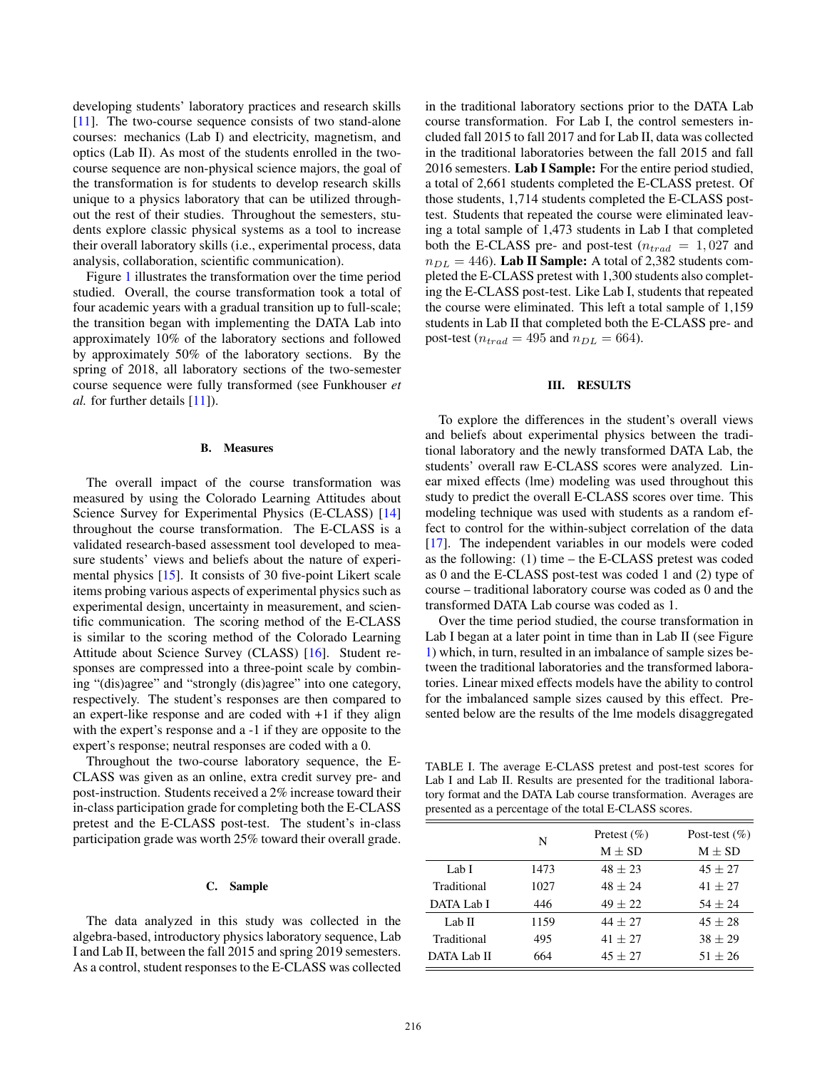developing students' laboratory practices and research skills [11]. The two-course sequence consists of two stand-alone courses: mechanics (Lab I) and electricity, magnetism, and optics (Lab II). As most of the students enrolled in the two-course sequence are non-physical science majors, the goal of the transformation is for students to develop research skills unique to a physics laboratory that can be utilized throughout the rest of their studies. Throughout the semesters, students explore classic physical systems as a tool to increase their overall laboratory skills (i.e., experimental process, data analysis, collaboration, scientific communication).

Figure 1 illustrates the transformation over the time period studied. Overall, the course transformation took a total of four academic years with a gradual transition up to full-scale; the transition began with implementing the DATA Lab into approximately 10% of the laboratory sections and followed by approximately 50% of the laboratory sections. By the spring of 2018, all laboratory sections of the two-semester course sequence were fully transformed (see Funkhouser *et al.* for further details [11]).

### B. Measures

The overall impact of the course transformation was measured by using the Colorado Learning Attitudes about Science Survey for Experimental Physics (E-CLASS) [14] throughout the course transformation. The E-CLASS is a validated research-based assessment tool developed to measure students' views and beliefs about the nature of experimental physics [15]. It consists of 30 five-point Likert scale items probing various aspects of experimental physics such as experimental design, uncertainty in measurement, and scientific communication. The scoring method of the E-CLASS is similar to the scoring method of the Colorado Learning Attitude about Science Survey (CLASS) [16]. Student responses are compressed into a three-point scale by combining "(dis)agree" and "strongly (dis)agree" into one category, respectively. The student's responses are then compared to an expert-like response and are coded with +1 if they align with the expert's response and a -1 if they are opposite to the expert's response; neutral responses are coded with a 0.

Throughout the two-course laboratory sequence, the E-CLASS was given as an online, extra credit survey pre- and post-instruction. Students received a 2% increase toward their in-class participation grade for completing both the E-CLASS pretest and the E-CLASS post-test. The student's in-class participation grade was worth 25% toward their overall grade.

### C. Sample

The data analyzed in this study was collected in the algebra-based, introductory physics laboratory sequence, Lab I and Lab II, between the fall 2015 and spring 2019 semesters. As a control, student responses to the E-CLASS was collected in the traditional laboratory sections prior to the DATA Lab course transformation. For Lab I, the control semesters included fall 2015 to fall 2017 and for Lab II, data was collected in the traditional laboratories between the fall 2015 and fall 2016 semesters. **Lab I Sample:** For the entire period studied, a total of 2,661 students completed the E-CLASS pretest. Of those students, 1,714 students completed the E-CLASS post-test. Students that repeated the course were eliminated leaving a total sample of 1,473 students in Lab I that completed both the E-CLASS pre- and post-test ($n_{trad} = 1,027$ and $n_{DL} = 446$). **Lab II Sample:** A total of 2,382 students completed the E-CLASS pretest with 1,300 students also completing the E-CLASS post-test. Like Lab I, students that repeated the course were eliminated. This left a total sample of 1,159 students in Lab II that completed both the E-CLASS pre- and post-test ($n_{trad} = 495$ and $n_{DL} = 664$).

## III. RESULTS

To explore the differences in the student's overall views and beliefs about experimental physics between the traditional laboratory and the newly transformed DATA Lab, the students' overall raw E-CLASS scores were analyzed. Linear mixed effects (lme) modeling was used throughout this study to predict the overall E-CLASS scores over time. This modeling technique was used with students as a random effect to control for the within-subject correlation of the data [17]. The independent variables in our models were coded as the following: (1) time – the E-CLASS pretest was coded as 0 and the E-CLASS post-test was coded 1 and (2) type of course – traditional laboratory course was coded as 0 and the transformed DATA Lab course was coded as 1.

Over the time period studied, the course transformation in Lab I began at a later point in time than in Lab II (see Figure 1) which, in turn, resulted in an imbalance of sample sizes between the traditional laboratories and the transformed laboratories. Linear mixed effects models have the ability to control for the imbalanced sample sizes caused by this effect. Presented below are the results of the lme models disaggregated

TABLE I. The average E-CLASS pretest and post-test scores for Lab I and Lab II. Results are presented for the traditional laboratory format and the DATA Lab course transformation. Averages are presented as a percentage of the total E-CLASS scores.

| | N | Pretest (%) | Post-test (%) |
|---|---|---|---|
| | | M ± SD | M ± SD |
| Lab I | 1473 | 48 ± 23 | 45 ± 27 |
| Traditional | 1027 | 48 ± 24 | 41 ± 27 |
| DATA Lab I | 446 | 49 ± 22 | 54 ± 24 |
| Lab II | 1159 | 44 ± 27 | 45 ± 28 |
| Traditional | 495 | 41 ± 27 | 38 ± 29 |
| DATA Lab II | 664 | 45 ± 27 | 51 ± 26 |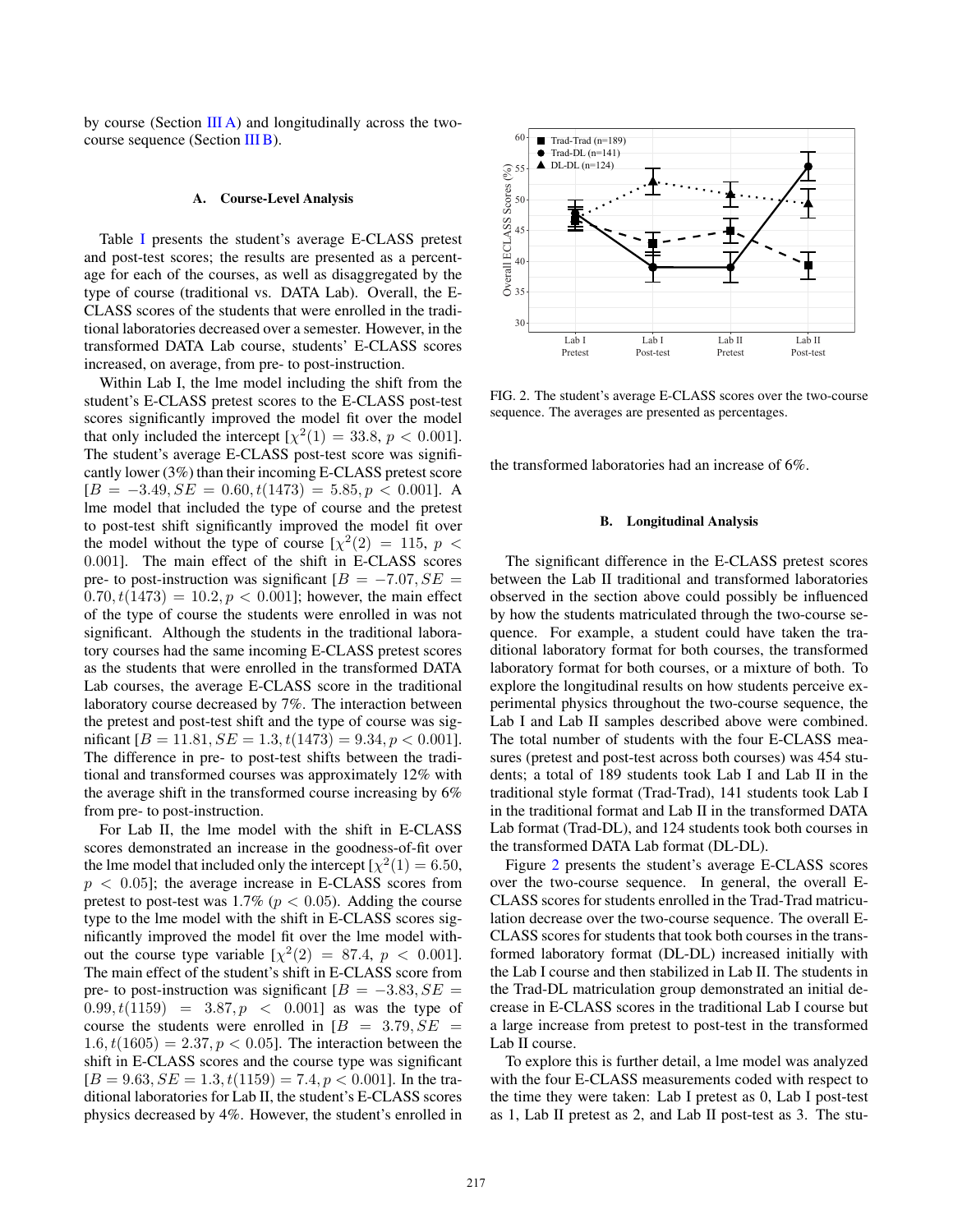by course (Section III A) and longitudinally across the two-course sequence (Section III B).

### A. Course-Level Analysis

Table I presents the student's average E-CLASS pretest and post-test scores; the results are presented as a percentage for each of the courses, as well as disaggregated by the type of course (traditional vs. DATA Lab). Overall, the E-CLASS scores of the students that were enrolled in the traditional laboratories decreased over a semester. However, in the transformed DATA Lab course, students' E-CLASS scores increased, on average, from pre- to post-instruction.

Within Lab I, the lme model including the shift from the student's E-CLASS pretest scores to the E-CLASS post-test scores significantly improved the model fit over the model that only included the intercept [$\chi^2(1) = 33.8$, $p < 0.001$]. The student's average E-CLASS post-test score was significantly lower (3%) than their incoming E-CLASS pretest score [$B = -3.49, SE = 0.60, t(1473) = 5.85, p < 0.001$]. A lme model that included the type of course and the pretest to post-test shift significantly improved the model fit over the model without the type of course [$\chi^2(2) = 115$, $p < 0.001$]. The main effect of the shift in E-CLASS scores pre- to post-instruction was significant [$B = -7.07, SE = 0.70, t(1473) = 10.2, p < 0.001$]; however, the main effect of the type of course the students were enrolled in was not significant. Although the students in the traditional laboratory courses had the same incoming E-CLASS pretest scores as the students that were enrolled in the transformed DATA Lab courses, the average E-CLASS score in the traditional laboratory course decreased by 7%. The interaction between the pretest and post-test shift and the type of course was significant [$B = 11.81, SE = 1.3, t(1473) = 9.34, p < 0.001$]. The difference in pre- to post-test shifts between the traditional and transformed courses was approximately 12% with the average shift in the transformed course increasing by 6% from pre- to post-instruction.

For Lab II, the lme model with the shift in E-CLASS scores demonstrated an increase in the goodness-of-fit over the lme model that included only the intercept [$\chi^2(1) = 6.50$, $p < 0.05$]; the average increase in E-CLASS scores from pretest to post-test was 1.7% ($p < 0.05$). Adding the course type to the lme model with the shift in E-CLASS scores significantly improved the model fit over the lme model without the course type variable [$\chi^2(2) = 87.4$, $p < 0.001$]. The main effect of the student's shift in E-CLASS score from pre- to post-instruction was significant [$B = -3.83, SE = 0.99, t(1159) = 3.87, p < 0.001$] as was the type of course the students were enrolled in [$B = 3.79, SE = 1.6, t(1605) = 2.37, p < 0.05$]. The interaction between the shift in E-CLASS scores and the course type was significant [$B = 9.63, SE = 1.3, t(1159) = 7.4, p < 0.001$]. In the traditional laboratories for Lab II, the student's E-CLASS scores physics decreased by 4%. However, the student's enrolled in the transformed laboratories had an increase of 6%.

FIG. 2. The student's average E-CLASS scores over the two-course sequence. The averages are presented as percentages.

### B. Longitudinal Analysis

The significant difference in the E-CLASS pretest scores between the Lab II traditional and transformed laboratories observed in the section above could possibly be influenced by how the students matriculated through the two-course sequence. For example, a student could have taken the traditional laboratory format for both courses, the transformed laboratory format for both courses, or a mixture of both. To explore the longitudinal results on how students perceive experimental physics throughout the two-course sequence, the Lab I and Lab II samples described above were combined. The total number of students with the four E-CLASS measures (pretest and post-test across both courses) was 454 students; a total of 189 students took Lab I and Lab II in the traditional style format (Trad-Trad), 141 students took Lab I in the traditional format and Lab II in the transformed DATA Lab format (Trad-DL), and 124 students took both courses in the transformed DATA Lab format (DL-DL).

Figure 2 presents the student's average E-CLASS scores over the two-course sequence. In general, the overall E-CLASS scores for students enrolled in the Trad-Trad matriculation decrease over the two-course sequence. The overall E-CLASS scores for students that took both courses in the transformed laboratory format (DL-DL) increased initially with the Lab I course and then stabilized in Lab II. The students in the Trad-DL matriculation group demonstrated an initial decrease in E-CLASS scores in the traditional Lab I course but a large increase from pretest to post-test in the transformed Lab II course.

To explore this is further detail, a lme model was analyzed with the four E-CLASS measurements coded with respect to the time they were taken: Lab I pretest as 0, Lab I post-test as 1, Lab II pretest as 2, and Lab II post-test as 3. The stu-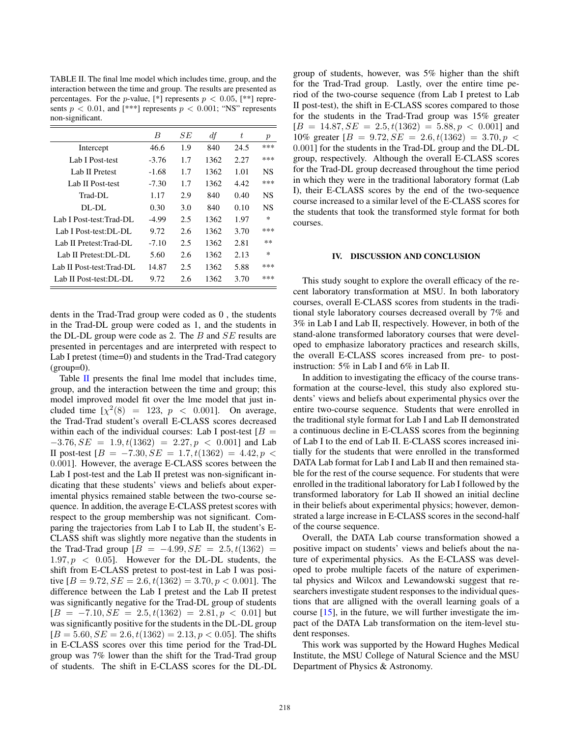TABLE II. The final lme model which includes time, group, and the interaction between the time and group. The results are presented as percentages. For the $p$-value, [*] represents $p < 0.05$, [**] represents $p < 0.01$, and [***] represents $p < 0.001$; "NS" represents non-significant.

| | $B$ | $SE$ | $df$ | $t$ | $p$ |
|---|---|---|---|---|---|
| Intercept | 46.6 | 1.9 | 840 | 24.5 | *** |
| Lab I Post-test | -3.76 | 1.7 | 1362 | 2.27 | *** |
| Lab II Pretest | -1.68 | 1.7 | 1362 | 1.01 | NS |
| Lab II Post-test | -7.30 | 1.7 | 1362 | 4.42 | *** |
| Trad-DL | 1.17 | 2.9 | 840 | 0.40 | NS |
| DL-DL | 0.30 | 3.0 | 840 | 0.10 | NS |
| Lab I Post-test:Trad-DL | -4.99 | 2.5 | 1362 | 1.97 | * |
| Lab I Post-test:DL-DL | 9.72 | 2.6 | 1362 | 3.70 | *** |
| Lab II Pretest:Trad-DL | -7.10 | 2.5 | 1362 | 2.81 | ** |
| Lab II Pretest:DL-DL | 5.60 | 2.6 | 1362 | 2.13 | * |
| Lab II Post-test:Trad-DL | 14.87 | 2.5 | 1362 | 5.88 | *** |
| Lab II Post-test:DL-DL | 9.72 | 2.6 | 1362 | 3.70 | *** |

dents in the Trad-Trad group were coded as 0 , the students in the Trad-DL group were coded as 1, and the students in the DL-DL group were code as 2. The $B$ and $SE$ results are presented in percentages and are interpreted with respect to Lab I pretest (time=0) and students in the Trad-Trad category (group=0).

Table II presents the final lme model that includes time, group, and the interaction between the time and group; this model improved model fit over the lme model that just included time [$\chi^2(8) = 123$, $p < 0.001$]. On average, the Trad-Trad student's overall E-CLASS scores decreased within each of the individual courses: Lab I post-test [$B = -3.76, SE = 1.9, t(1362) = 2.27, p < 0.001$] and Lab II post-test [$B = -7.30, SE = 1.7, t(1362) = 4.42, p < 0.001$]. However, the average E-CLASS scores between the Lab I post-test and the Lab II pretest was non-significant indicating that these students' views and beliefs about experimental physics remained stable between the two-course sequence. In addition, the average E-CLASS pretest scores with respect to the group membership was not significant. Comparing the trajectories from Lab I to Lab II, the student's E-CLASS shift was slightly more negative than the students in the Trad-Trad group [$B = -4.99, SE = 2.5, t(1362) = 1.97, p < 0.05$]. However for the DL-DL students, the shift from E-CLASS pretest to post-test in Lab I was positive [$B = 9.72, SE = 2.6, t(1362) = 3.70, p < 0.001$]. The difference between the Lab I pretest and the Lab II pretest was significantly negative for the Trad-DL group of students [$B = -7.10, SE = 2.5, t(1362) = 2.81, p < 0.01$] but was significantly positive for the students in the DL-DL group [$B = 5.60, SE = 2.6, t(1362) = 2.13, p < 0.05$]. The shifts in E-CLASS scores over this time period for the Trad-DL group was 7% lower than the shift for the Trad-Trad group of students. The shift in E-CLASS scores for the DL-DL group of students, however, was 5% higher than the shift for the Trad-Trad group. Lastly, over the entire time period of the two-course sequence (from Lab I pretest to Lab II post-test), the shift in E-CLASS scores compared to those for the students in the Trad-Trad group was 15% greater [$B = 14.87, SE = 2.5, t(1362) = 5.88, p < 0.001$] and 10% greater [$B = 9.72, SE = 2.6, t(1362) = 3.70, p < 0.001$] for the students in the Trad-DL group and the DL-DL group, respectively. Although the overall E-CLASS scores for the Trad-DL group decreased throughout the time period in which they were in the traditional laboratory format (Lab I), their E-CLASS scores by the end of the two-sequence course increased to a similar level of the E-CLASS scores for the students that took the transformed style format for both courses.

## IV. DISCUSSION AND CONCLUSION

This study sought to explore the overall efficacy of the recent laboratory transformation at MSU. In both laboratory courses, overall E-CLASS scores from students in the traditional style laboratory courses decreased overall by 7% and 3% in Lab I and Lab II, respectively. However, in both of the stand-alone transformed laboratory courses that were developed to emphasize laboratory practices and research skills, the overall E-CLASS scores increased from pre- to post-instruction: 5% in Lab I and 6% in Lab II.

In addition to investigating the efficacy of the course transformation at the course-level, this study also explored students' views and beliefs about experimental physics over the entire two-course sequence. Students that were enrolled in the traditional style format for Lab I and Lab II demonstrated a continuous decline in E-CLASS scores from the beginning of Lab I to the end of Lab II. E-CLASS scores increased initially for the students that were enrolled in the transformed DATA Lab format for Lab I and Lab II and then remained stable for the rest of the course sequence. For students that were enrolled in the traditional laboratory for Lab I followed by the transformed laboratory for Lab II showed an initial decline in their beliefs about experimental physics; however, demonstrated a large increase in E-CLASS scores in the second-half of the course sequence.

Overall, the DATA Lab course transformation showed a positive impact on students' views and beliefs about the nature of experimental physics. As the E-CLASS was developed to probe multiple facets of the nature of experimental physics and Wilcox and Lewandowski suggest that researchers investigate student responses to the individual questions that are alligned with the overall learning goals of a course [15], in the future, we will further investigate the impact of the DATA Lab transformation on the item-level student responses.

This work was supported by the Howard Hughes Medical Institute, the MSU College of Natural Science and the MSU Department of Physics & Astronomy.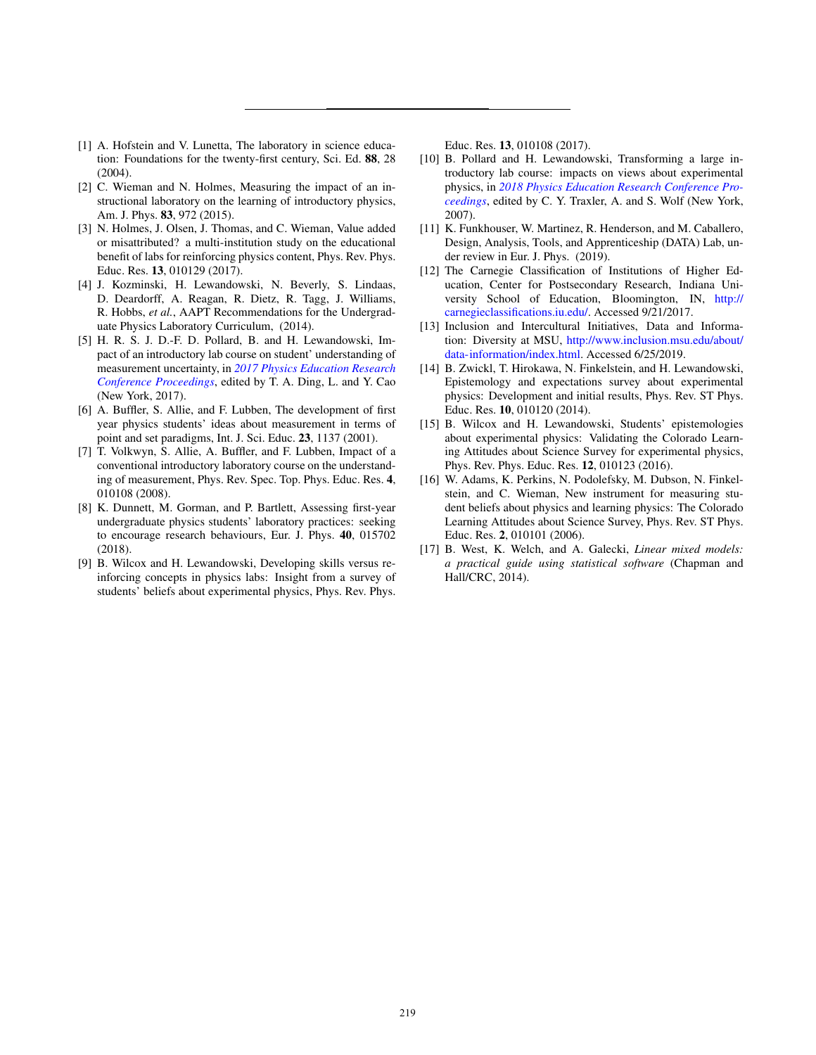[1] A. Hofstein and V. Lunetta, The laboratory in science education: Foundations for the twenty-first century, Sci. Ed. **88**, 28 (2004).

[2] C. Wieman and N. Holmes, Measuring the impact of an instructional laboratory on the learning of introductory physics, Am. J. Phys. **83**, 972 (2015).

[3] N. Holmes, J. Olsen, J. Thomas, and C. Wieman, Value added or misattributed? a multi-institution study on the educational benefit of labs for reinforcing physics content, Phys. Rev. Phys. Educ. Res. **13**, 010129 (2017).

[4] J. Kozminski, H. Lewandowski, N. Beverly, S. Lindaas, D. Deardorff, A. Reagan, R. Dietz, R. Tagg, J. Williams, R. Hobbs, *et al.*, AAPT Recommendations for the Undergraduate Physics Laboratory Curriculum, (2014).

[5] H. R. S. J. D.-F. D. Pollard, B. and H. Lewandowski, Impact of an introductory lab course on student' understanding of measurement uncertainty, in *2017 Physics Education Research Conference Proceedings*, edited by T. A. Ding, L. and Y. Cao (New York, 2017).

[6] A. Buffler, S. Allie, and F. Lubben, The development of first year physics students' ideas about measurement in terms of point and set paradigms, Int. J. Sci. Educ. **23**, 1137 (2001).

[7] T. Volkwyn, S. Allie, A. Buffler, and F. Lubben, Impact of a conventional introductory laboratory course on the understanding of measurement, Phys. Rev. Spec. Top. Phys. Educ. Res. **4**, 010108 (2008).

[8] K. Dunnett, M. Gorman, and P. Bartlett, Assessing first-year undergraduate physics students' laboratory practices: seeking to encourage research behaviours, Eur. J. Phys. **40**, 015702 (2018).

[9] B. Wilcox and H. Lewandowski, Developing skills versus reinforcing concepts in physics labs: Insight from a survey of students' beliefs about experimental physics, Phys. Rev. Phys. Educ. Res. **13**, 010108 (2017).

[10] B. Pollard and H. Lewandowski, Transforming a large introductory lab course: impacts on views about experimental physics, in *2018 Physics Education Research Conference Proceedings*, edited by C. Y. Traxler, A. and S. Wolf (New York, 2007).

[11] K. Funkhouser, W. Martinez, R. Henderson, and M. Caballero, Design, Analysis, Tools, and Apprenticeship (DATA) Lab, under review in Eur. J. Phys. (2019).

[12] The Carnegie Classification of Institutions of Higher Education, Center for Postsecondary Research, Indiana University School of Education, Bloomington, IN, http://carnegieclassifications.iu.edu/. Accessed 9/21/2017.

[13] Inclusion and Intercultural Initiatives, Data and Information: Diversity at MSU, http://www.inclusion.msu.edu/about/data-information/index.html. Accessed 6/25/2019.

[14] B. Zwickl, T. Hirokawa, N. Finkelstein, and H. Lewandowski, Epistemology and expectations survey about experimental physics: Development and initial results, Phys. Rev. ST Phys. Educ. Res. **10**, 010120 (2014).

[15] B. Wilcox and H. Lewandowski, Students' epistemologies about experimental physics: Validating the Colorado Learning Attitudes about Science Survey for experimental physics, Phys. Rev. Phys. Educ. Res. **12**, 010123 (2016).

[16] W. Adams, K. Perkins, N. Podolefsky, M. Dubson, N. Finkelstein, and C. Wieman, New instrument for measuring student beliefs about physics and learning physics: The Colorado Learning Attitudes about Science Survey, Phys. Rev. ST Phys. Educ. Res. **2**, 010101 (2006).

[17] B. West, K. Welch, and A. Galecki, *Linear mixed models: a practical guide using statistical software* (Chapman and Hall/CRC, 2014).